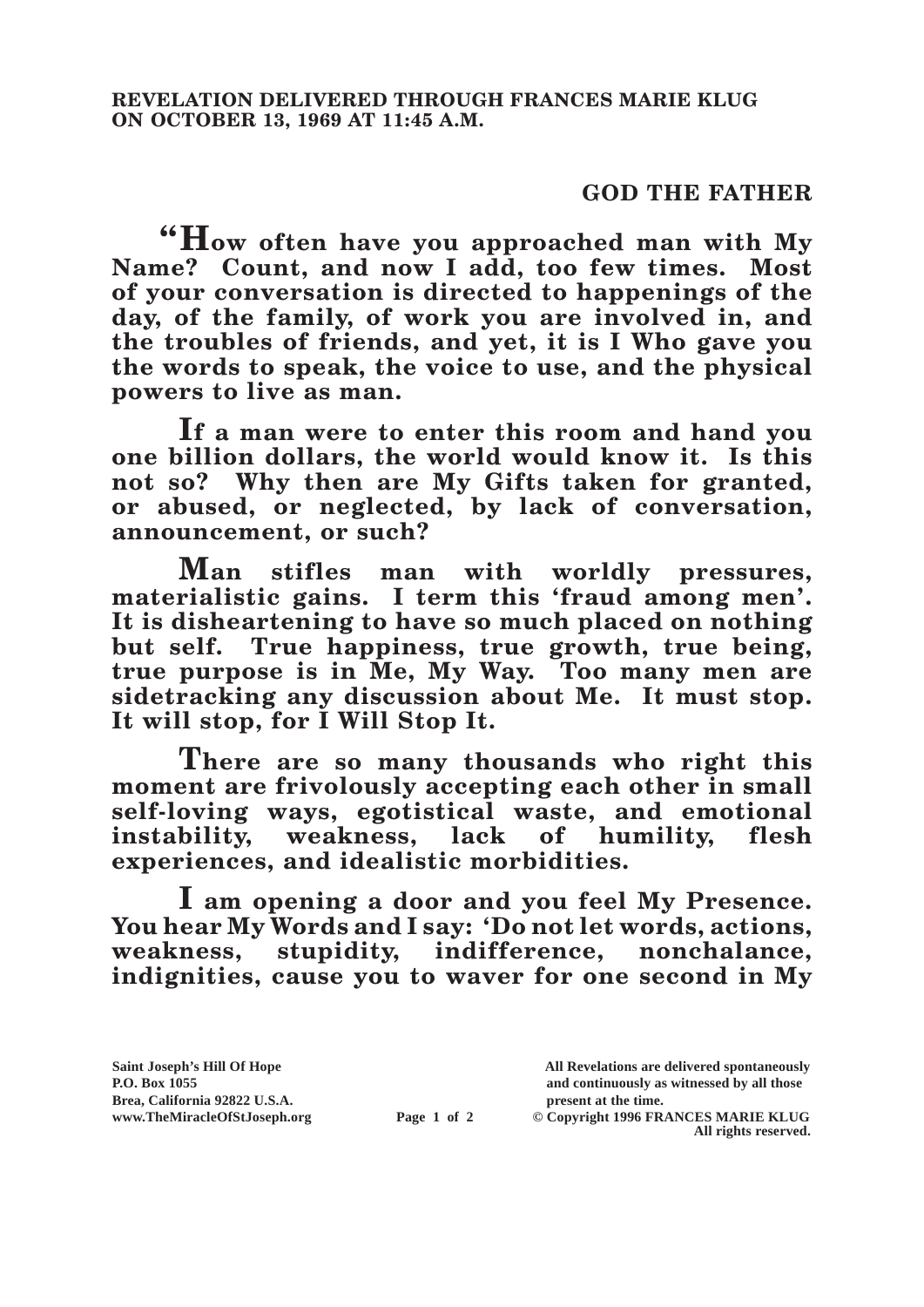**REVELATION DELIVERED THROUGH FRANCES MARIE KLUG ON OCTOBER 13, 1969 AT 11:45 A.M.**

**GOD THE FATHER**

**"How often have you approached man with My Name? Count, and now I add, too few times. Most of your conversation is directed to happenings of the day, of the family, of work you are involved in, and the troubles of friends, and yet, it is I Who gave you the words to speak, the voice to use, and the physical powers to live as man.**

**If a man were to enter this room and hand you one billion dollars, the world would know it. Is this not so? Why then are My Gifts taken for granted, or abused, or neglected, by lack of conversation, announcement, or such?**

**Man stifles man with worldly pressures, materialistic gains. I term this 'fraud among men'. It is disheartening to have so much placed on nothing but self. True happiness, true growth, true being, true purpose is in Me, My Way. Too many men are sidetracking any discussion about Me. It must stop. It will stop, for I Will Stop It.**

**There are so many thousands who right this moment are frivolously accepting each other in small self-loving ways, egotistical waste, and emotional instability, weakness, lack of humility, flesh experiences, and idealistic morbidities.**

**I am opening a door and you feel My Presence. You hear My Words and I say: 'Do not let words, actions, weakness, stupidity, indifference, nonchalance, indignities, cause you to waver for one second in My**

Saint Joseph's Hill Of Hope
P.O. Box 1055
Brea, California 92822 U.S.A.
www.TheMiracleOfStJoseph.org

All Revelations are delivered spontaneously and continuously as witnessed by all those present at the time.
© Copyright 1996 FRANCES MARIE KLUG
All rights reserved.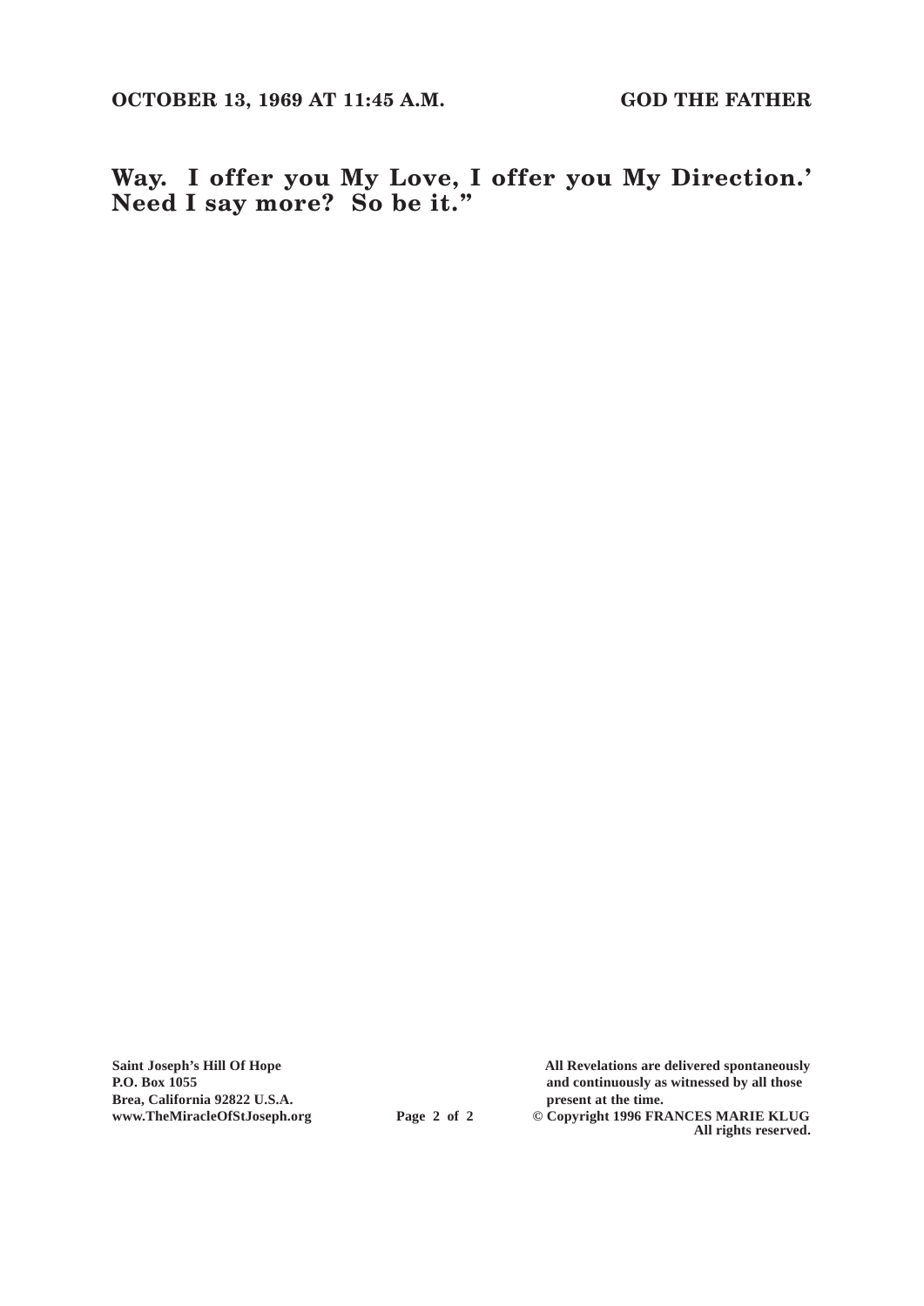**Way. I offer you My Love, I offer you My Direction.' Need I say more? So be it."**